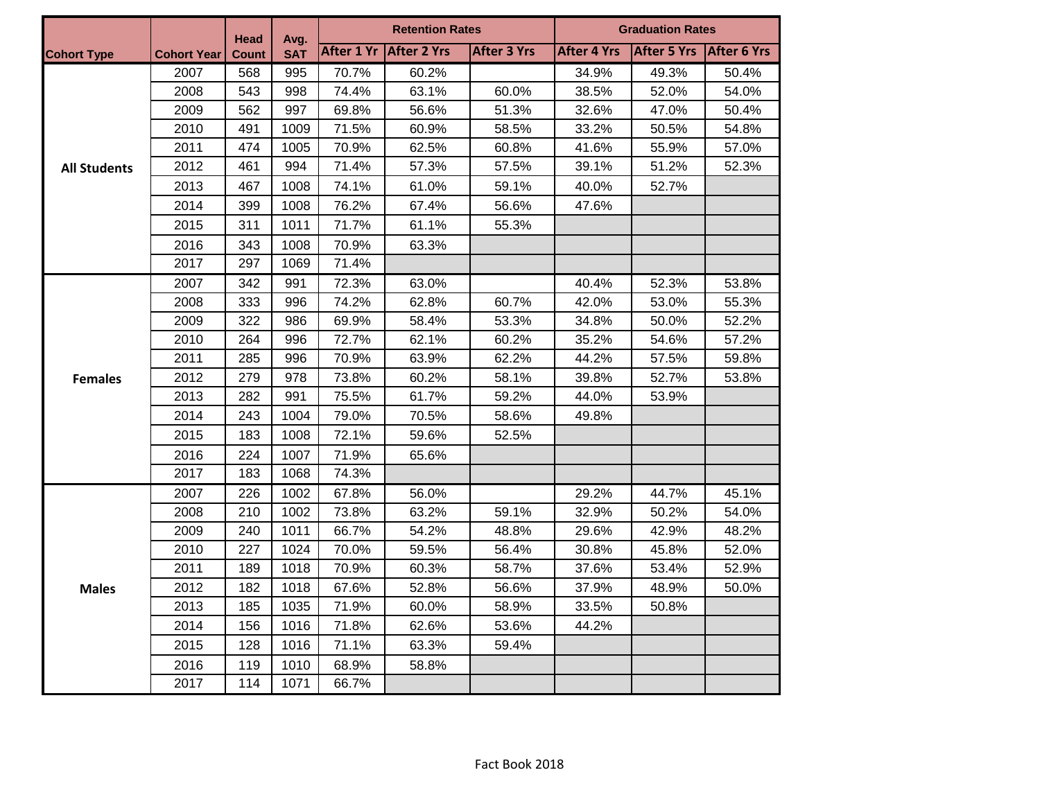| Cohort Type | Cohort Year | Head Count | Avg. SAT | Retention Rates | | | Graduation Rates | | |
|---|---|---|---|---|---|---|---|---|---|
| | | | | After 1 Yr | After 2 Yrs | After 3 Yrs | After 4 Yrs | After 5 Yrs | After 6 Yrs |
| All Students | 2007 | 568 | 995 | 70.7% | 60.2% | | 34.9% | 49.3% | 50.4% |
| | 2008 | 543 | 998 | 74.4% | 63.1% | 60.0% | 38.5% | 52.0% | 54.0% |
| | 2009 | 562 | 997 | 69.8% | 56.6% | 51.3% | 32.6% | 47.0% | 50.4% |
| | 2010 | 491 | 1009 | 71.5% | 60.9% | 58.5% | 33.2% | 50.5% | 54.8% |
| | 2011 | 474 | 1005 | 70.9% | 62.5% | 60.8% | 41.6% | 55.9% | 57.0% |
| | 2012 | 461 | 994 | 71.4% | 57.3% | 57.5% | 39.1% | 51.2% | 52.3% |
| | 2013 | 467 | 1008 | 74.1% | 61.0% | 59.1% | 40.0% | 52.7% | |
| | 2014 | 399 | 1008 | 76.2% | 67.4% | 56.6% | 47.6% | | |
| | 2015 | 311 | 1011 | 71.7% | 61.1% | 55.3% | | | |
| | 2016 | 343 | 1008 | 70.9% | 63.3% | | | | |
| | 2017 | 297 | 1069 | 71.4% | | | | | |
| Females | 2007 | 342 | 991 | 72.3% | 63.0% | | 40.4% | 52.3% | 53.8% |
| | 2008 | 333 | 996 | 74.2% | 62.8% | 60.7% | 42.0% | 53.0% | 55.3% |
| | 2009 | 322 | 986 | 69.9% | 58.4% | 53.3% | 34.8% | 50.0% | 52.2% |
| | 2010 | 264 | 996 | 72.7% | 62.1% | 60.2% | 35.2% | 54.6% | 57.2% |
| | 2011 | 285 | 996 | 70.9% | 63.9% | 62.2% | 44.2% | 57.5% | 59.8% |
| | 2012 | 279 | 978 | 73.8% | 60.2% | 58.1% | 39.8% | 52.7% | 53.8% |
| | 2013 | 282 | 991 | 75.5% | 61.7% | 59.2% | 44.0% | 53.9% | |
| | 2014 | 243 | 1004 | 79.0% | 70.5% | 58.6% | 49.8% | | |
| | 2015 | 183 | 1008 | 72.1% | 59.6% | 52.5% | | | |
| | 2016 | 224 | 1007 | 71.9% | 65.6% | | | | |
| | 2017 | 183 | 1068 | 74.3% | | | | | |
| Males | 2007 | 226 | 1002 | 67.8% | 56.0% | | 29.2% | 44.7% | 45.1% |
| | 2008 | 210 | 1002 | 73.8% | 63.2% | 59.1% | 32.9% | 50.2% | 54.0% |
| | 2009 | 240 | 1011 | 66.7% | 54.2% | 48.8% | 29.6% | 42.9% | 48.2% |
| | 2010 | 227 | 1024 | 70.0% | 59.5% | 56.4% | 30.8% | 45.8% | 52.0% |
| | 2011 | 189 | 1018 | 70.9% | 60.3% | 58.7% | 37.6% | 53.4% | 52.9% |
| | 2012 | 182 | 1018 | 67.6% | 52.8% | 56.6% | 37.9% | 48.9% | 50.0% |
| | 2013 | 185 | 1035 | 71.9% | 60.0% | 58.9% | 33.5% | 50.8% | |
| | 2014 | 156 | 1016 | 71.8% | 62.6% | 53.6% | 44.2% | | |
| | 2015 | 128 | 1016 | 71.1% | 63.3% | 59.4% | | | |
| | 2016 | 119 | 1010 | 68.9% | 58.8% | | | | |
| | 2017 | 114 | 1071 | 66.7% | | | | | |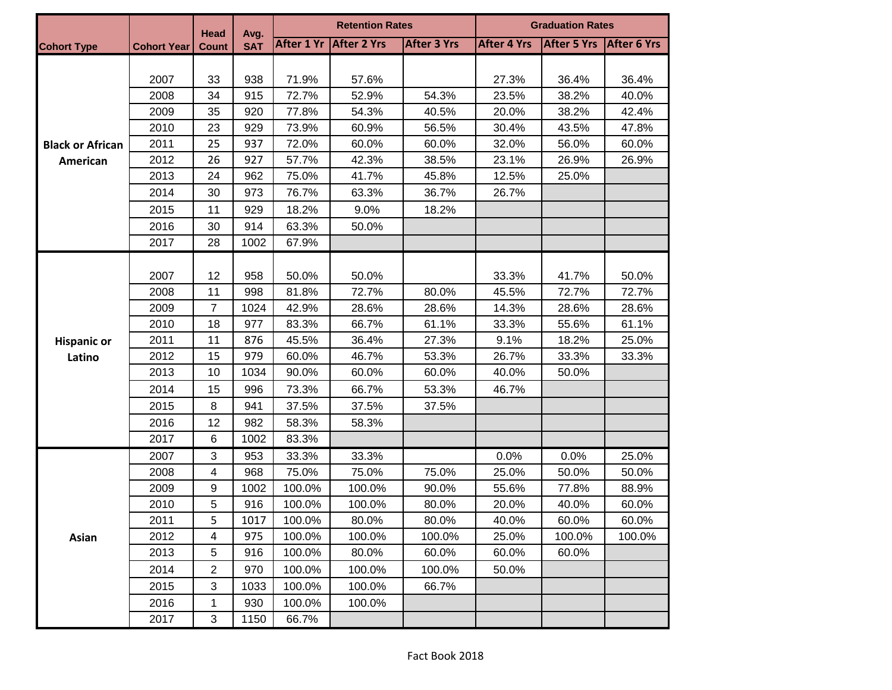| Cohort Type | Cohort Year | Head Count | Avg. SAT | Retention Rates | | | Graduation Rates | | |
|---|---|---|---|---|---|---|---|---|---|
| | | | | After 1 Yr | After 2 Yrs | After 3 Yrs | After 4 Yrs | After 5 Yrs | After 6 Yrs |
| Black or African American | 2007 | 33 | 938 | 71.9% | 57.6% | | 27.3% | 36.4% | 36.4% |
| | 2008 | 34 | 915 | 72.7% | 52.9% | 54.3% | 23.5% | 38.2% | 40.0% |
| | 2009 | 35 | 920 | 77.8% | 54.3% | 40.5% | 20.0% | 38.2% | 42.4% |
| | 2010 | 23 | 929 | 73.9% | 60.9% | 56.5% | 30.4% | 43.5% | 47.8% |
| | 2011 | 25 | 937 | 72.0% | 60.0% | 60.0% | 32.0% | 56.0% | 60.0% |
| | 2012 | 26 | 927 | 57.7% | 42.3% | 38.5% | 23.1% | 26.9% | 26.9% |
| | 2013 | 24 | 962 | 75.0% | 41.7% | 45.8% | 12.5% | 25.0% | |
| | 2014 | 30 | 973 | 76.7% | 63.3% | 36.7% | 26.7% | | |
| | 2015 | 11 | 929 | 18.2% | 9.0% | 18.2% | | | |
| | 2016 | 30 | 914 | 63.3% | 50.0% | | | | |
| | 2017 | 28 | 1002 | 67.9% | | | | | |
| Hispanic or Latino | 2007 | 12 | 958 | 50.0% | 50.0% | | 33.3% | 41.7% | 50.0% |
| | 2008 | 11 | 998 | 81.8% | 72.7% | 80.0% | 45.5% | 72.7% | 72.7% |
| | 2009 | 7 | 1024 | 42.9% | 28.6% | 28.6% | 14.3% | 28.6% | 28.6% |
| | 2010 | 18 | 977 | 83.3% | 66.7% | 61.1% | 33.3% | 55.6% | 61.1% |
| | 2011 | 11 | 876 | 45.5% | 36.4% | 27.3% | 9.1% | 18.2% | 25.0% |
| | 2012 | 15 | 979 | 60.0% | 46.7% | 53.3% | 26.7% | 33.3% | 33.3% |
| | 2013 | 10 | 1034 | 90.0% | 60.0% | 60.0% | 40.0% | 50.0% | |
| | 2014 | 15 | 996 | 73.3% | 66.7% | 53.3% | 46.7% | | |
| | 2015 | 8 | 941 | 37.5% | 37.5% | 37.5% | | | |
| | 2016 | 12 | 982 | 58.3% | 58.3% | | | | |
| | 2017 | 6 | 1002 | 83.3% | | | | | |
| Asian | 2007 | 3 | 953 | 33.3% | 33.3% | | 0.0% | 0.0% | 25.0% |
| | 2008 | 4 | 968 | 75.0% | 75.0% | 75.0% | 25.0% | 50.0% | 50.0% |
| | 2009 | 9 | 1002 | 100.0% | 100.0% | 90.0% | 55.6% | 77.8% | 88.9% |
| | 2010 | 5 | 916 | 100.0% | 100.0% | 80.0% | 20.0% | 40.0% | 60.0% |
| | 2011 | 5 | 1017 | 100.0% | 80.0% | 80.0% | 40.0% | 60.0% | 60.0% |
| | 2012 | 4 | 975 | 100.0% | 100.0% | 100.0% | 25.0% | 100.0% | 100.0% |
| | 2013 | 5 | 916 | 100.0% | 80.0% | 60.0% | 60.0% | 60.0% | |
| | 2014 | 2 | 970 | 100.0% | 100.0% | 100.0% | 50.0% | | |
| | 2015 | 3 | 1033 | 100.0% | 100.0% | 66.7% | | | |
| | 2016 | 1 | 930 | 100.0% | 100.0% | | | | |
| | 2017 | 3 | 1150 | 66.7% | | | | | |

Fact Book 2018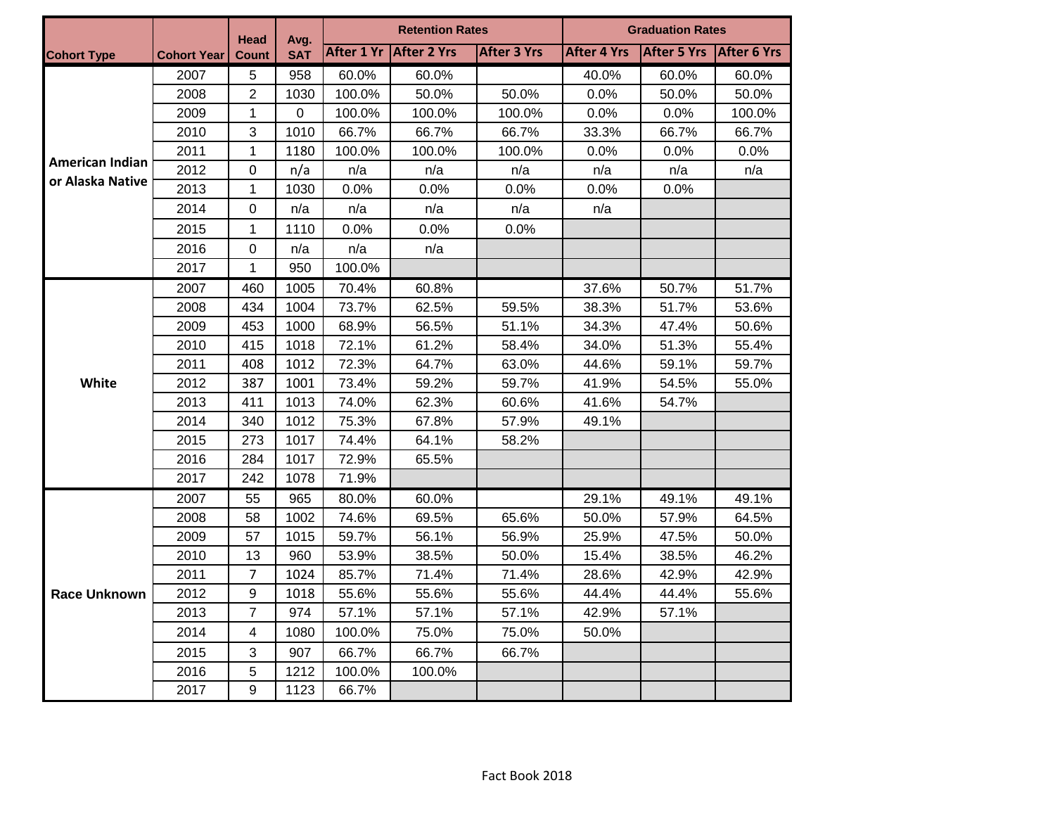| Cohort Type | Cohort Year | Head Count | Avg. SAT | Retention Rates | | | Graduation Rates | | |
|---|---|---|---|---|---|---|---|---|---|
| | | | | After 1 Yr | After 2 Yrs | After 3 Yrs | After 4 Yrs | After 5 Yrs | After 6 Yrs |
| American Indian or Alaska Native | 2007 | 5 | 958 | 60.0% | 60.0% | | 40.0% | 60.0% | 60.0% |
| | 2008 | 2 | 1030 | 100.0% | 50.0% | 50.0% | 0.0% | 50.0% | 50.0% |
| | 2009 | 1 | 0 | 100.0% | 100.0% | 100.0% | 0.0% | 0.0% | 100.0% |
| | 2010 | 3 | 1010 | 66.7% | 66.7% | 66.7% | 33.3% | 66.7% | 66.7% |
| | 2011 | 1 | 1180 | 100.0% | 100.0% | 100.0% | 0.0% | 0.0% | 0.0% |
| | 2012 | 0 | n/a | n/a | n/a | n/a | n/a | n/a | n/a |
| | 2013 | 1 | 1030 | 0.0% | 0.0% | 0.0% | 0.0% | 0.0% | |
| | 2014 | 0 | n/a | n/a | n/a | n/a | n/a | | |
| | 2015 | 1 | 1110 | 0.0% | 0.0% | 0.0% | | | |
| | 2016 | 0 | n/a | n/a | n/a | | | | |
| | 2017 | 1 | 950 | 100.0% | | | | | |
| White | 2007 | 460 | 1005 | 70.4% | 60.8% | | 37.6% | 50.7% | 51.7% |
| | 2008 | 434 | 1004 | 73.7% | 62.5% | 59.5% | 38.3% | 51.7% | 53.6% |
| | 2009 | 453 | 1000 | 68.9% | 56.5% | 51.1% | 34.3% | 47.4% | 50.6% |
| | 2010 | 415 | 1018 | 72.1% | 61.2% | 58.4% | 34.0% | 51.3% | 55.4% |
| | 2011 | 408 | 1012 | 72.3% | 64.7% | 63.0% | 44.6% | 59.1% | 59.7% |
| | 2012 | 387 | 1001 | 73.4% | 59.2% | 59.7% | 41.9% | 54.5% | 55.0% |
| | 2013 | 411 | 1013 | 74.0% | 62.3% | 60.6% | 41.6% | 54.7% | |
| | 2014 | 340 | 1012 | 75.3% | 67.8% | 57.9% | 49.1% | | |
| | 2015 | 273 | 1017 | 74.4% | 64.1% | 58.2% | | | |
| | 2016 | 284 | 1017 | 72.9% | 65.5% | | | | |
| | 2017 | 242 | 1078 | 71.9% | | | | | |
| Race Unknown | 2007 | 55 | 965 | 80.0% | 60.0% | | 29.1% | 49.1% | 49.1% |
| | 2008 | 58 | 1002 | 74.6% | 69.5% | 65.6% | 50.0% | 57.9% | 64.5% |
| | 2009 | 57 | 1015 | 59.7% | 56.1% | 56.9% | 25.9% | 47.5% | 50.0% |
| | 2010 | 13 | 960 | 53.9% | 38.5% | 50.0% | 15.4% | 38.5% | 46.2% |
| | 2011 | 7 | 1024 | 85.7% | 71.4% | 71.4% | 28.6% | 42.9% | 42.9% |
| | 2012 | 9 | 1018 | 55.6% | 55.6% | 55.6% | 44.4% | 44.4% | 55.6% |
| | 2013 | 7 | 974 | 57.1% | 57.1% | 57.1% | 42.9% | 57.1% | |
| | 2014 | 4 | 1080 | 100.0% | 75.0% | 75.0% | 50.0% | | |
| | 2015 | 3 | 907 | 66.7% | 66.7% | 66.7% | | | |
| | 2016 | 5 | 1212 | 100.0% | 100.0% | | | | |
| | 2017 | 9 | 1123 | 66.7% | | | | | |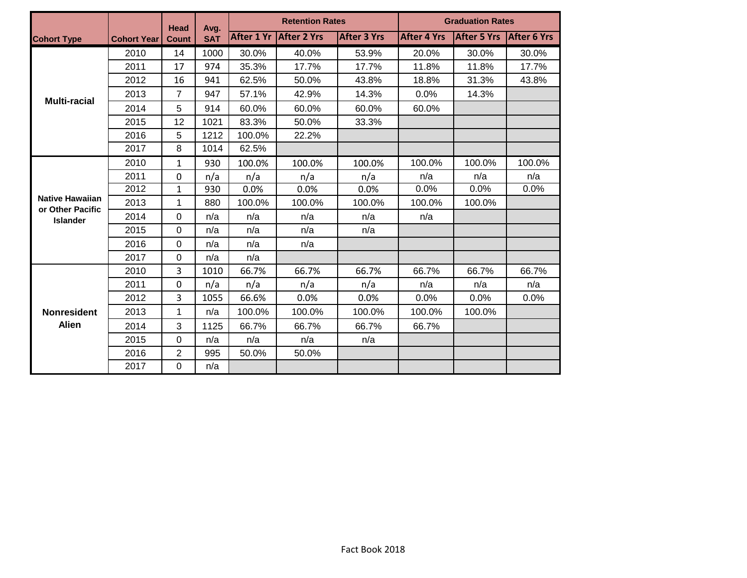| Cohort Type | Cohort Year | Head Count | Avg. SAT | Retention Rates | | | Graduation Rates | | |
|---|---|---|---|---|---|---|---|---|---|
| | | | | After 1 Yr | After 2 Yrs | After 3 Yrs | After 4 Yrs | After 5 Yrs | After 6 Yrs |
| Multi-racial | 2010 | 14 | 1000 | 30.0% | 40.0% | 53.9% | 20.0% | 30.0% | 30.0% |
| | 2011 | 17 | 974 | 35.3% | 17.7% | 17.7% | 11.8% | 11.8% | 17.7% |
| | 2012 | 16 | 941 | 62.5% | 50.0% | 43.8% | 18.8% | 31.3% | 43.8% |
| | 2013 | 7 | 947 | 57.1% | 42.9% | 14.3% | 0.0% | 14.3% | |
| | 2014 | 5 | 914 | 60.0% | 60.0% | 60.0% | 60.0% | | |
| | 2015 | 12 | 1021 | 83.3% | 50.0% | 33.3% | | | |
| | 2016 | 5 | 1212 | 100.0% | 22.2% | | | | |
| | 2017 | 8 | 1014 | 62.5% | | | | | |
| Native Hawaiian or Other Pacific Islander | 2010 | 1 | 930 | 100.0% | 100.0% | 100.0% | 100.0% | 100.0% | 100.0% |
| | 2011 | 0 | n/a | n/a | n/a | n/a | n/a | n/a | n/a |
| | 2012 | 1 | 930 | 0.0% | 0.0% | 0.0% | 0.0% | 0.0% | 0.0% |
| | 2013 | 1 | 880 | 100.0% | 100.0% | 100.0% | 100.0% | 100.0% | |
| | 2014 | 0 | n/a | n/a | n/a | n/a | n/a | | |
| | 2015 | 0 | n/a | n/a | n/a | n/a | | | |
| | 2016 | 0 | n/a | n/a | n/a | | | | |
| | 2017 | 0 | n/a | n/a | | | | | |
| Nonresident Alien | 2010 | 3 | 1010 | 66.7% | 66.7% | 66.7% | 66.7% | 66.7% | 66.7% |
| | 2011 | 0 | n/a | n/a | n/a | n/a | n/a | n/a | n/a |
| | 2012 | 3 | 1055 | 66.6% | 0.0% | 0.0% | 0.0% | 0.0% | 0.0% |
| | 2013 | 1 | n/a | 100.0% | 100.0% | 100.0% | 100.0% | 100.0% | |
| | 2014 | 3 | 1125 | 66.7% | 66.7% | 66.7% | 66.7% | | |
| | 2015 | 0 | n/a | n/a | n/a | n/a | | | |
| | 2016 | 2 | 995 | 50.0% | 50.0% | | | | |
| | 2017 | 0 | n/a | | | | | | |